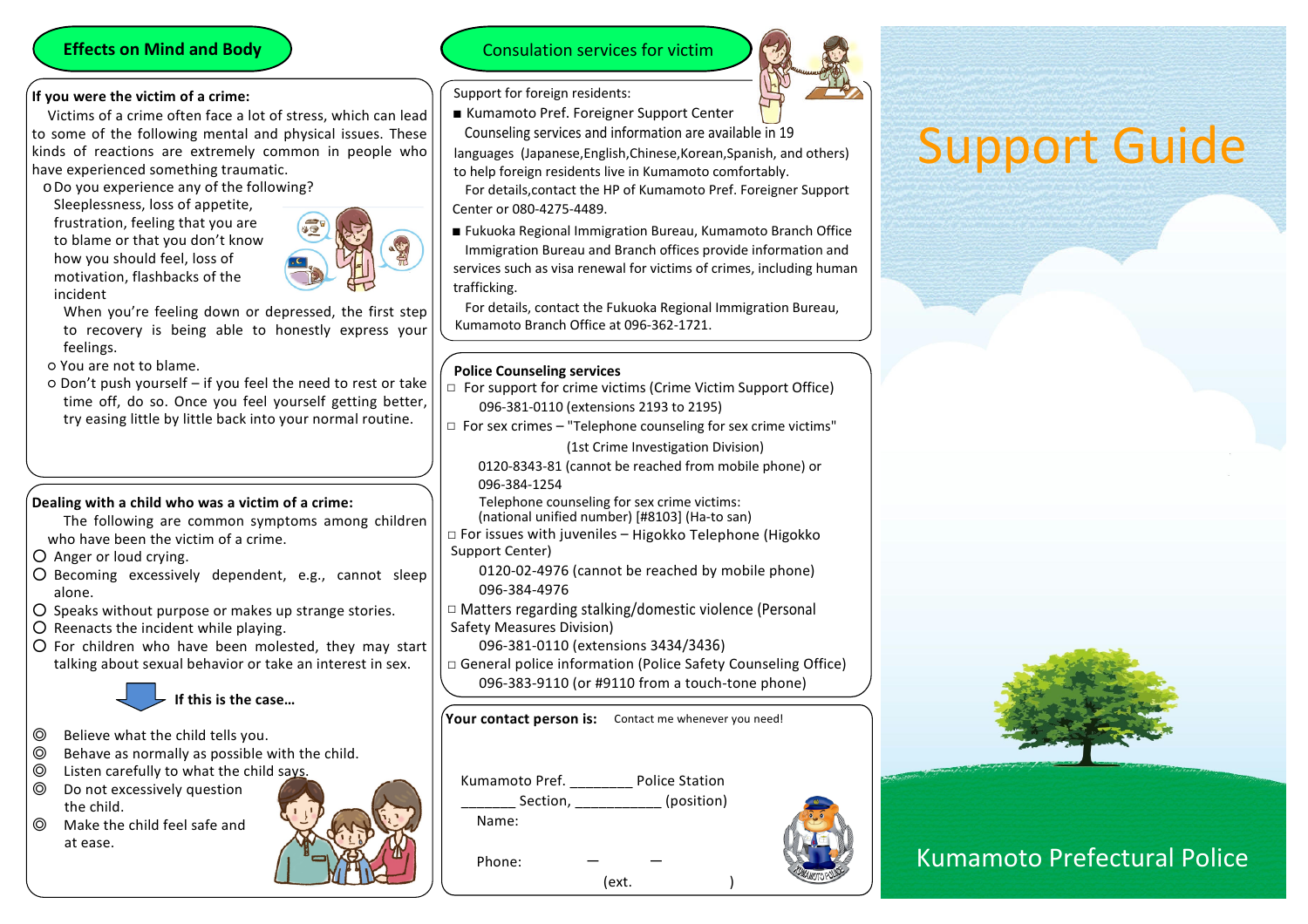## Effects on Mind and Body

**If you were the victim of a crime:**

Victims of a crime often face a lot of stress, which can lead to some of the following mental and physical issues. These kinds of reactions are extremely common in people who have experienced something traumatic.

- Do you experience any of the following?

  Sleeplessness, loss of appetite, frustration, feeling that you are to blame or that you don't know how you should feel, loss of motivation, flashbacks of the incident

  When you're feeling down or depressed, the first step to recovery is being able to honestly express your feelings.
- You are not to blame.
- Don't push yourself – if you feel the need to rest or take time off, do so. Once you feel yourself getting better, try easing little by little back into your normal routine.

**Dealing with a child who was a victim of a crime:**

The following are common symptoms among children who have been the victim of a crime.

- Anger or loud crying.
- Becoming excessively dependent, e.g., cannot sleep alone.
- Speaks without purpose or makes up strange stories.
- Reenacts the incident while playing.
- For children who have been molested, they may start talking about sexual behavior or take an interest in sex.

**If this is the case…**

- Believe what the child tells you.
- Behave as normally as possible with the child.
- Listen carefully to what the child says.
- Do not excessively question the child.
- Make the child feel safe and at ease.

## Consulation services for victim

Support for foreign residents:

■ Kumamoto Pref. Foreigner Support Center

Counseling services and information are available in 19 languages (Japanese,English,Chinese,Korean,Spanish, and others) to help foreign residents live in Kumamoto comfortably.

For details,contact the HP of Kumamoto Pref. Foreigner Support Center or 080-4275-4489.

■ Fukuoka Regional Immigration Bureau, Kumamoto Branch Office

Immigration Bureau and Branch offices provide information and services such as visa renewal for victims of crimes, including human trafficking.

For details, contact the Fukuoka Regional Immigration Bureau, Kumamoto Branch Office at 096-362-1721.

**Police Counseling services**

□ For support for crime victims (Crime Victim Support Office)
096-381-0110 (extensions 2193 to 2195)

□ For sex crimes – "Telephone counseling for sex crime victims" (1st Crime Investigation Division)
0120-8343-81 (cannot be reached from mobile phone) or
096-384-1254
Telephone counseling for sex crime victims:
(national unified number) [#8103] (Ha-to san)

□ For issues with juveniles – Higokko Telephone (Higokko Support Center)
0120-02-4976 (cannot be reached by mobile phone)
096-384-4976

□ Matters regarding stalking/domestic violence (Personal Safety Measures Division)
096-381-0110 (extensions 3434/3436)

□ General police information (Police Safety Counseling Office)
096-383-9110 (or #9110 from a touch-tone phone)

**Your contact person is:** Contact me whenever you need!

Kumamoto Pref. ________ Police Station
_______ Section, ___________ (position)
Name:

Phone: — —
(ext. )

# Support Guide

Kumamoto Prefectural Police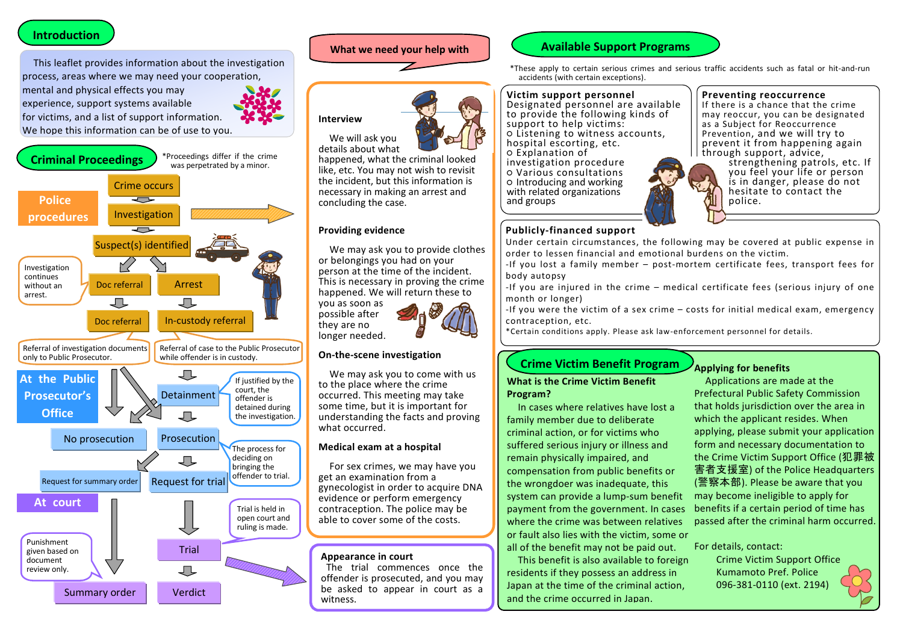## Introduction

This leaflet provides information about the investigation process, areas where we may need your cooperation, mental and physical effects you may experience, support systems available for victims, and a list of support information. We hope this information can be of use to you.

## Criminal Proceedings

*Proceedings differ if the crime was perpetrated by a minor.

**Police procedures**

Crime occurs

Investigation

Suspect(s) identified

Doc referral

Arrest

Investigation continues without an arrest.

Doc referral

In-custody referral

Referral of investigation documents only to Public Prosecutor.

Referral of case to the Public Prosecutor while offender is in custody.

**At the Public Prosecutor's Office**

Detainment

If justified by the court, the offender is detained during the investigation.

No prosecution

Prosecution

The process for deciding on bringing the offender to trial.

Request for summary order

Request for trial

**At court**

Trial is held in open court and ruling is made.

Punishment given based on document review only.

Trial

Summary order

Verdict

## What we need your help with

**Interview**

We will ask you details about what happened, what the criminal looked like, etc. You may not wish to revisit the incident, but this information is necessary in making an arrest and concluding the case.

**Providing evidence**

We may ask you to provide clothes or belongings you had on your person at the time of the incident. This is necessary in proving the crime happened. We will return these to you as soon as possible after they are no longer needed.

**On-the-scene investigation**

We may ask you to come with us to the place where the crime occurred. This meeting may take some time, but it is important for understanding the facts and proving what occurred.

**Medical exam at a hospital**

For sex crimes, we may have you get an examination from a gynecologist in order to acquire DNA evidence or perform emergency contraception. The police may be able to cover some of the costs.

**Appearance in court**

The trial commences once the offender is prosecuted, and you may be asked to appear in court as a witness.

## Available Support Programs

*These apply to certain serious crimes and serious traffic accidents such as fatal or hit-and-run accidents (with certain exceptions).

**Victim support personnel**

Designated personnel are available to provide the following kinds of support to help victims:

- Listening to witness accounts, hospital escorting, etc.
- Explanation of investigation procedure
- Various consultations
- Introducing and working with related organizations and groups

**Preventing reoccurrence**

If there is a chance that the crime may reoccur, you can be designated as a Subject for Reoccurrence Prevention, and we will try to prevent it from happening again through support, advice, strengthening patrols, etc. If you feel your life or person is in danger, please do not hesitate to contact the police.

**Publicly-financed support**

Under certain circumstances, the following may be covered at public expense in order to lessen financial and emotional burdens on the victim.

-If you lost a family member – post-mortem certificate fees, transport fees for body autopsy

-If you are injured in the crime – medical certificate fees (serious injury of one month or longer)

-If you were the victim of a sex crime – costs for initial medical exam, emergency contraception, etc.

*Certain conditions apply. Please ask law-enforcement personnel for details.

## Crime Victim Benefit Program

**What is the Crime Victim Benefit Program?**

In cases where relatives have lost a family member due to deliberate criminal action, or for victims who suffered serious injury or illness and remain physically impaired, and compensation from public benefits or the wrongdoer was inadequate, this system can provide a lump-sum benefit payment from the government. In cases where the crime was between relatives or fault also lies with the victim, some or all of the benefit may not be paid out.

This benefit is also available to foreign residents if they possess an address in Japan at the time of the criminal action, and the crime occurred in Japan.

**Applying for benefits**

Applications are made at the Prefectural Public Safety Commission that holds jurisdiction over the area in which the applicant resides. When applying, please submit your application form and necessary documentation to the Crime Victim Support Office (犯罪被害者支援室) of the Police Headquarters (警察本部). Please be aware that you may become ineligible to apply for benefits if a certain period of time has passed after the criminal harm occurred.

For details, contact:

Crime Victim Support Office
Kumamoto Pref. Police
096-381-0110 (ext. 2194)